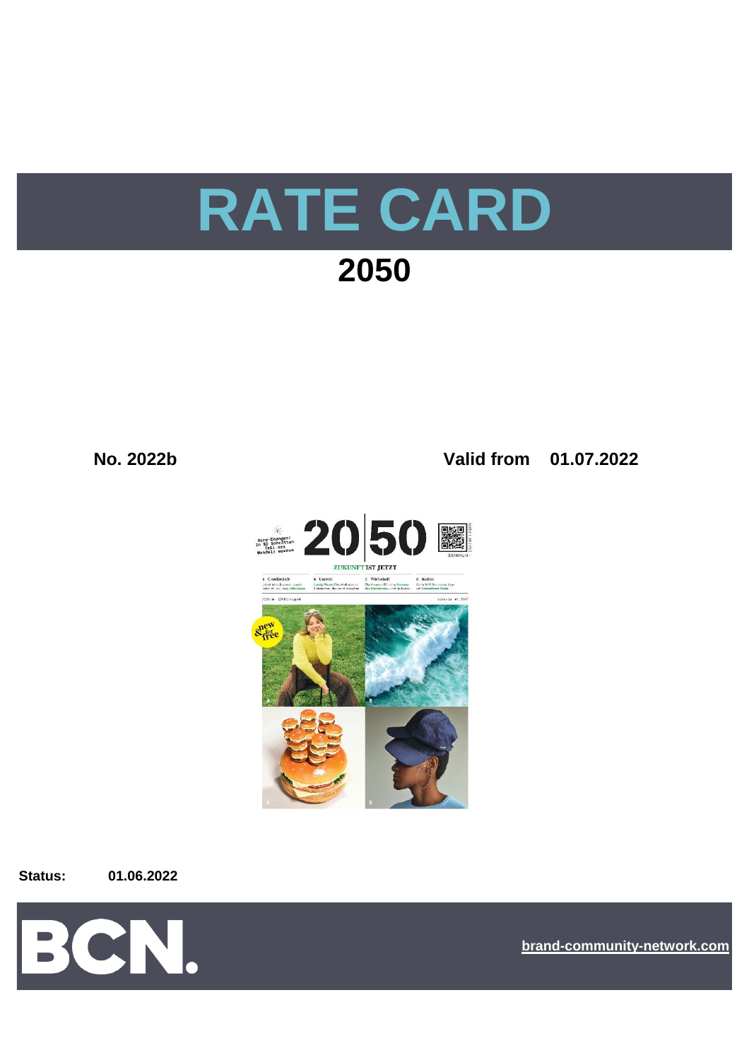# RATE CARD

## 2050

**No. 2022b** **Valid from 01.07.2022**

**Status:** **01.06.2022**

brand-community-network.com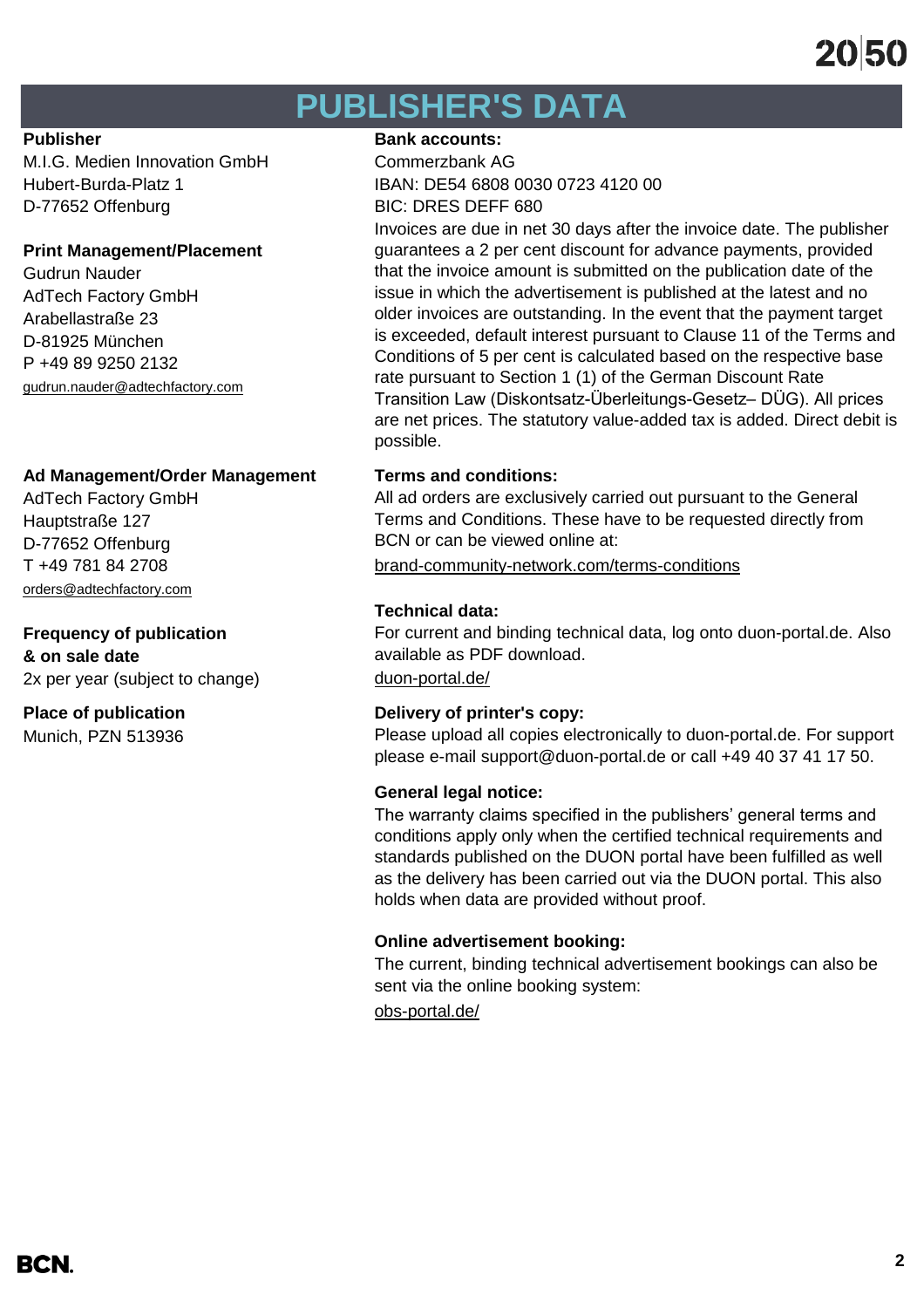# PUBLISHER'S DATA

**Publisher**
M.I.G. Medien Innovation GmbH
Hubert-Burda-Platz 1
D-77652 Offenburg

**Print Management/Placement**
Gudrun Nauder
AdTech Factory GmbH
Arabellastraße 23
D-81925 München
P +49 89 9250 2132
gudrun.nauder@adtechfactory.com

**Ad Management/Order Management**
AdTech Factory GmbH
Hauptstraße 127
D-77652 Offenburg
T +49 781 84 2708
orders@adtechfactory.com

**Frequency of publication & on sale date**
2x per year (subject to change)

**Place of publication**
Munich, PZN 513936

**Bank accounts:**
Commerzbank AG
IBAN: DE54 6808 0030 0723 4120 00
BIC: DRES DEFF 680
Invoices are due in net 30 days after the invoice date. The publisher guarantees a 2 per cent discount for advance payments, provided that the invoice amount is submitted on the publication date of the issue in which the advertisement is published at the latest and no older invoices are outstanding. In the event that the payment target is exceeded, default interest pursuant to Clause 11 of the Terms and Conditions of 5 per cent is calculated based on the respective base rate pursuant to Section 1 (1) of the German Discount Rate Transition Law (Diskontsatz-Überleitungs-Gesetz– DÜG). All prices are net prices. The statutory value-added tax is added. Direct debit is possible.

**Terms and conditions:**
All ad orders are exclusively carried out pursuant to the General Terms and Conditions. These have to be requested directly from BCN or can be viewed online at:
brand-community-network.com/terms-conditions

**Technical data:**
For current and binding technical data, log onto duon-portal.de. Also available as PDF download.
duon-portal.de/

**Delivery of printer's copy:**
Please upload all copies electronically to duon-portal.de. For support please e-mail support@duon-portal.de or call +49 40 37 41 17 50.

**General legal notice:**
The warranty claims specified in the publishers' general terms and conditions apply only when the certified technical requirements and standards published on the DUON portal have been fulfilled as well as the delivery has been carried out via the DUON portal. This also holds when data are provided without proof.

**Online advertisement booking:**
The current, binding technical advertisement bookings can also be sent via the online booking system:
obs-portal.de/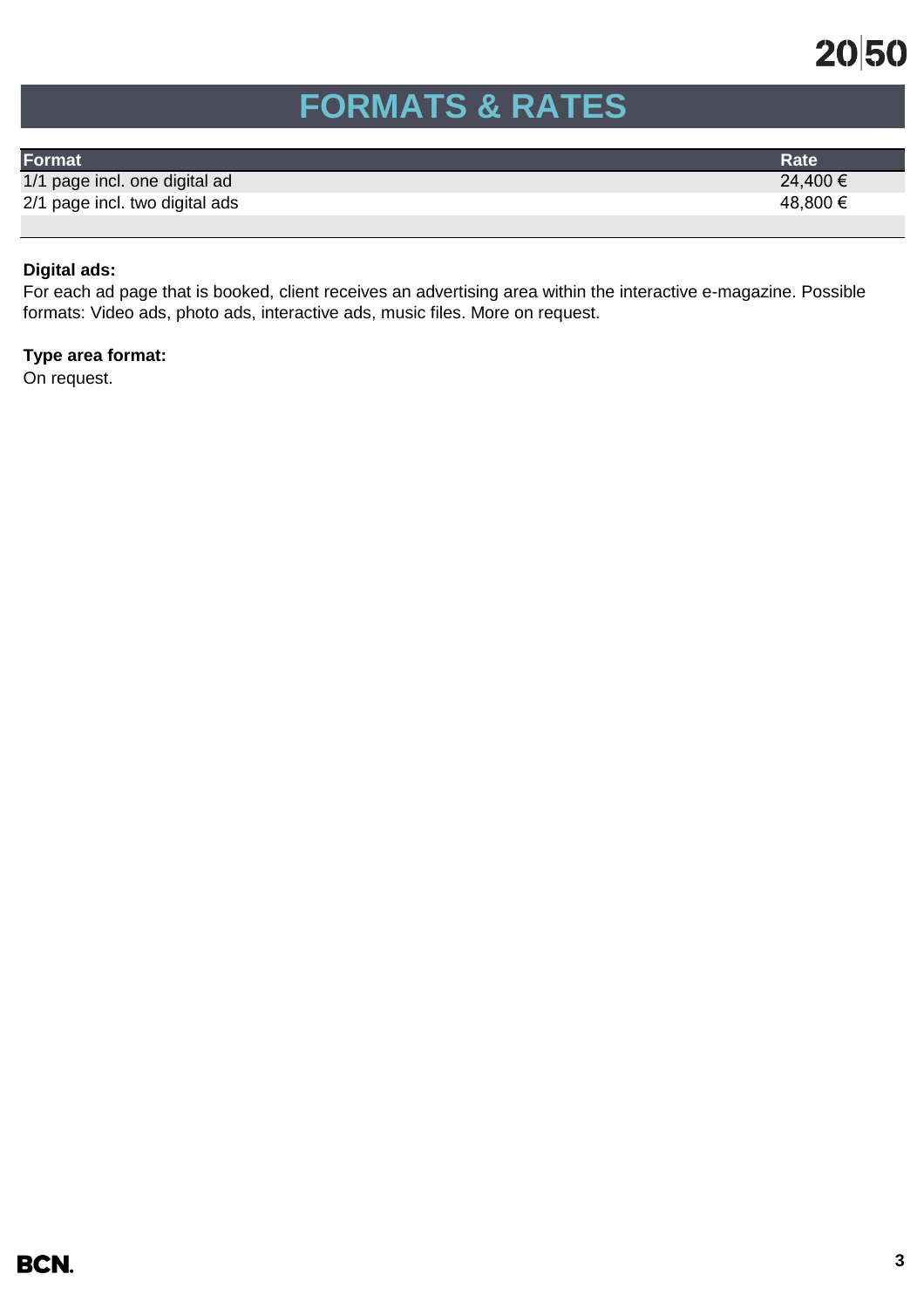# FORMATS & RATES

| Format | Rate |
|---|---|
| 1/1 page incl. one digital ad | 24,400 € |
| 2/1 page incl. two digital ads | 48,800 € |

**Digital ads:**
For each ad page that is booked, client receives an advertising area within the interactive e-magazine. Possible formats: Video ads, photo ads, interactive ads, music files. More on request.

**Type area format:**
On request.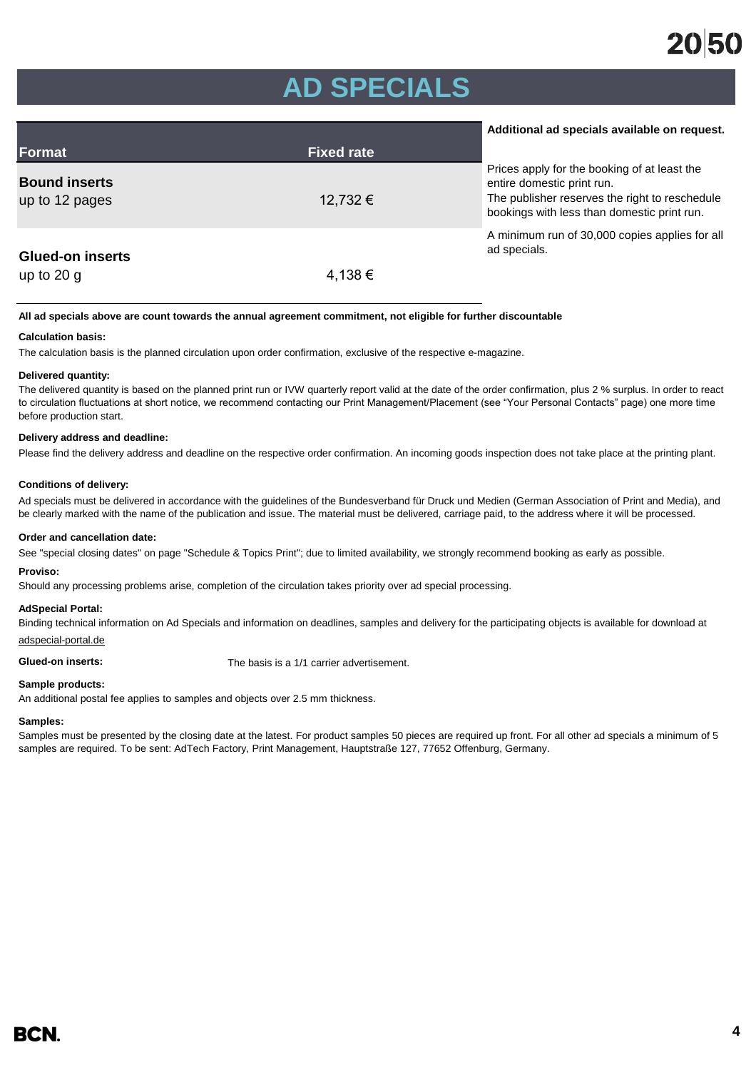# AD SPECIALS

| Format | Fixed rate |
|---|---|
| **Bound inserts** up to 12 pages | 12,732 € |
| **Glued-on inserts** up to 20 g | 4,138 € |

**Additional ad specials available on request.**

Prices apply for the booking of at least the entire domestic print run.
The publisher reserves the right to reschedule bookings with less than domestic print run.

A minimum run of 30,000 copies applies for all ad specials.

**All ad specials above are count towards the annual agreement commitment, not eligible for further discountable**

**Calculation basis:**

The calculation basis is the planned circulation upon order confirmation, exclusive of the respective e-magazine.

**Delivered quantity:**

The delivered quantity is based on the planned print run or IVW quarterly report valid at the date of the order confirmation, plus 2 % surplus. In order to react to circulation fluctuations at short notice, we recommend contacting our Print Management/Placement (see "Your Personal Contacts" page) one more time before production start.

**Delivery address and deadline:**

Please find the delivery address and deadline on the respective order confirmation. An incoming goods inspection does not take place at the printing plant.

**Conditions of delivery:**

Ad specials must be delivered in accordance with the guidelines of the Bundesverband für Druck und Medien (German Association of Print and Media), and be clearly marked with the name of the publication and issue. The material must be delivered, carriage paid, to the address where it will be processed.

**Order and cancellation date:**

See "special closing dates" on page "Schedule & Topics Print"; due to limited availability, we strongly recommend booking as early as possible.

**Proviso:**

Should any processing problems arise, completion of the circulation takes priority over ad special processing.

**AdSpecial Portal:**

Binding technical information on Ad Specials and information on deadlines, samples and delivery for the participating objects is available for download at adspecial-portal.de

**Glued-on inserts:** The basis is a 1/1 carrier advertisement.

**Sample products:**

An additional postal fee applies to samples and objects over 2.5 mm thickness.

**Samples:**

Samples must be presented by the closing date at the latest. For product samples 50 pieces are required up front. For all other ad specials a minimum of 5 samples are required. To be sent: AdTech Factory, Print Management, Hauptstraße 127, 77652 Offenburg, Germany.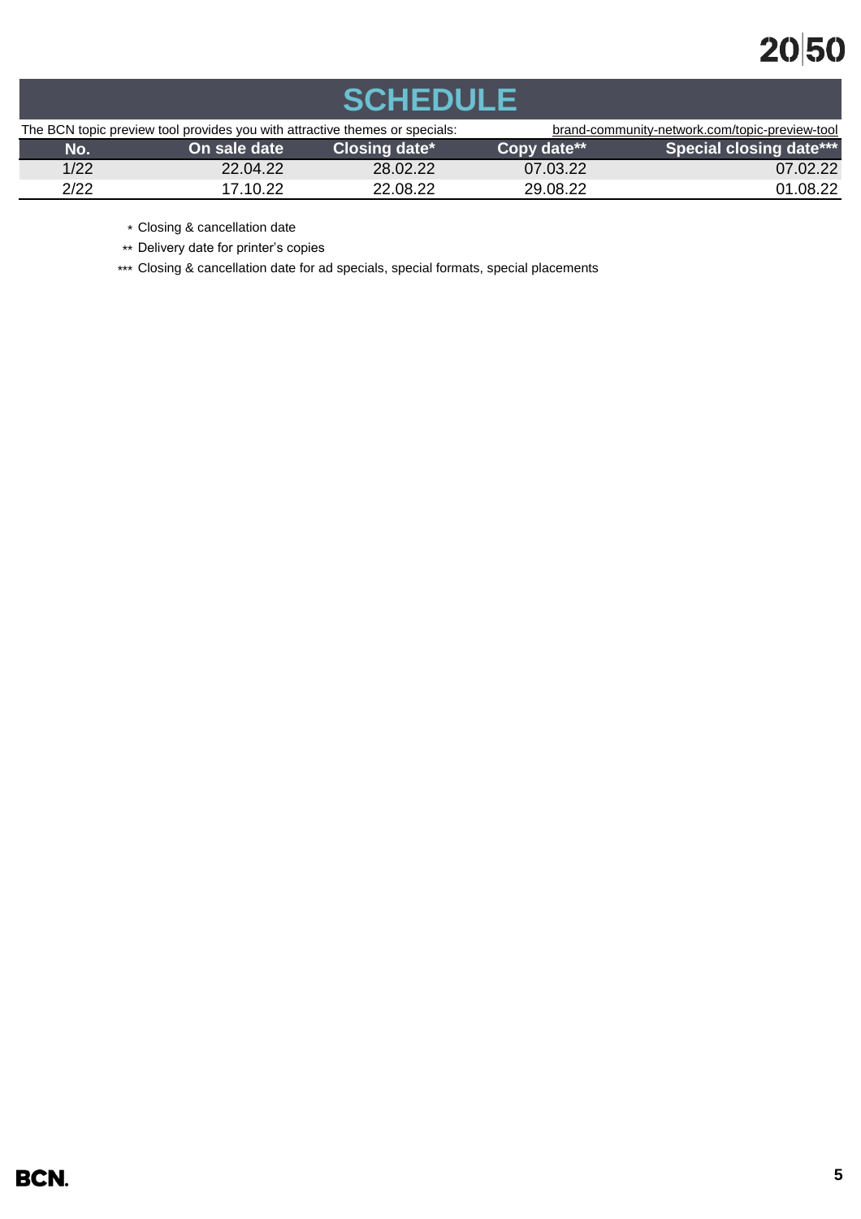# SCHEDULE

The BCN topic preview tool provides you with attractive themes or specials: brand-community-network.com/topic-preview-tool

| No. | On sale date | Closing date* | Copy date** | Special closing date*** |
|---|---|---|---|---|
| 1/22 | 22.04.22 | 28.02.22 | 07.03.22 | 07.02.22 |
| 2/22 | 17.10.22 | 22.08.22 | 29.08.22 | 01.08.22 |

\* Closing & cancellation date

** Delivery date for printer's copies

*** Closing & cancellation date for ad specials, special formats, special placements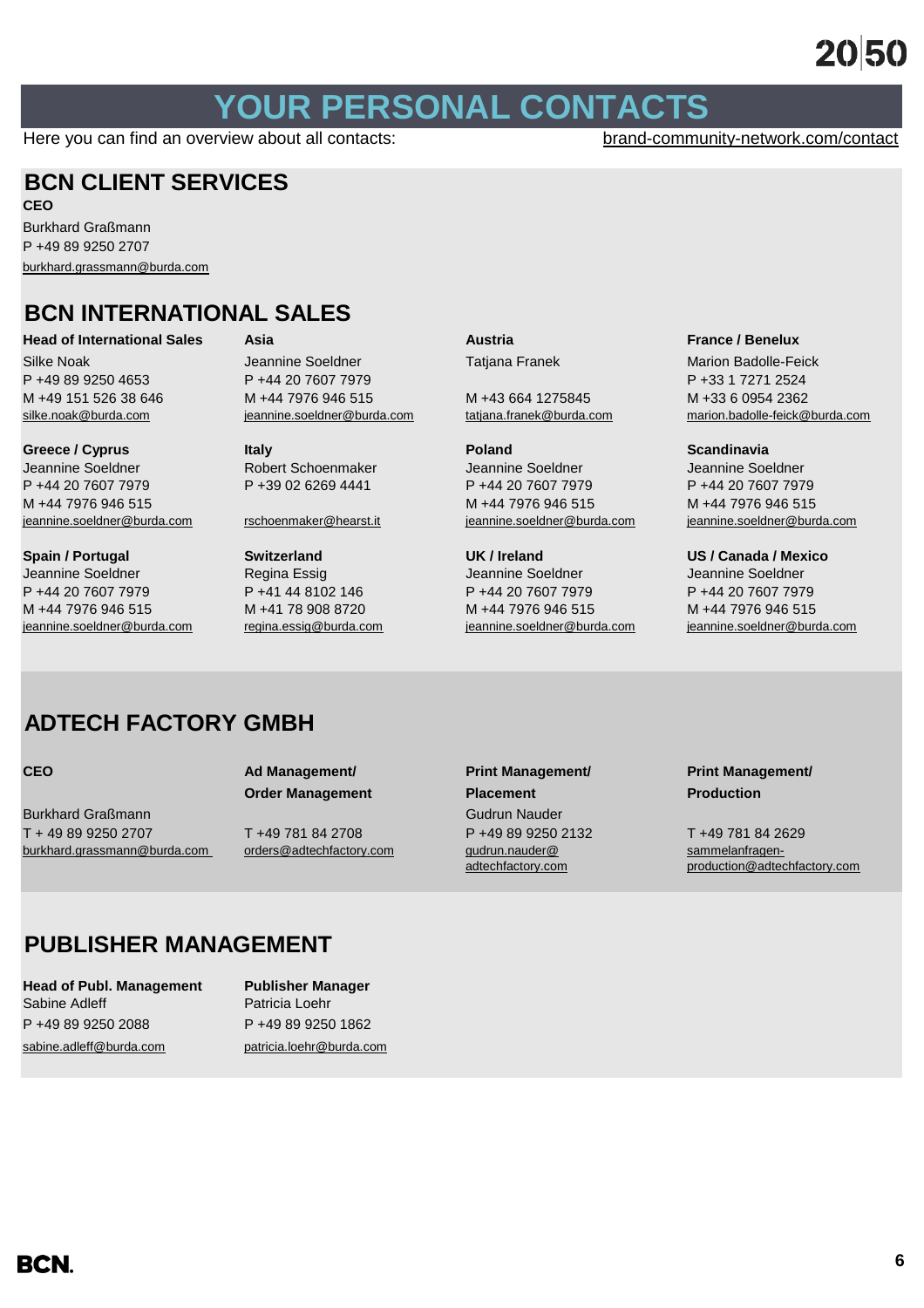# YOUR PERSONAL CONTACTS

Here you can find an overview about all contacts: brand-community-network.com/contact

## BCN CLIENT SERVICES

**CEO**
Burkhard Graßmann
P +49 89 9250 2707
burkhard.grassmann@burda.com

## BCN INTERNATIONAL SALES

**Head of International Sales**
Silke Noak
P +49 89 9250 4653
M +49 151 526 38 646
silke.noak@burda.com

**Asia**
Jeannine Soeldner
P +44 20 7607 7979
M +44 7976 946 515
jeannine.soeldner@burda.com

**Austria**
Tatjana Franek
M +43 664 1275845
tatjana.franek@burda.com

**France / Benelux**
Marion Badolle-Feick
P +33 1 7271 2524
M +33 6 0954 2362
marion.badolle-feick@burda.com

**Greece / Cyprus**
Jeannine Soeldner
P +44 20 7607 7979
M +44 7976 946 515
jeannine.soeldner@burda.com

**Italy**
Robert Schoenmaker
P +39 02 6269 4441
rschoenmaker@hearst.it

**Poland**
Jeannine Soeldner
P +44 20 7607 7979
M +44 7976 946 515
jeannine.soeldner@burda.com

**Scandinavia**
Jeannine Soeldner
P +44 20 7607 7979
M +44 7976 946 515
jeannine.soeldner@burda.com

**Spain / Portugal**
Jeannine Soeldner
P +44 20 7607 7979
M +44 7976 946 515
jeannine.soeldner@burda.com

**Switzerland**
Regina Essig
P +41 44 8102 146
M +41 78 908 8720
regina.essig@burda.com

**UK / Ireland**
Jeannine Soeldner
P +44 20 7607 7979
M +44 7976 946 515
jeannine.soeldner@burda.com

**US / Canada / Mexico**
Jeannine Soeldner
P +44 20 7607 7979
M +44 7976 946 515
jeannine.soeldner@burda.com

## ADTECH FACTORY GMBH

**CEO**
Burkhard Graßmann
T + 49 89 9250 2707
burkhard.grassmann@burda.com

**Ad Management/ Order Management**
T +49 781 84 2708
orders@adtechfactory.com

**Print Management/ Placement**
Gudrun Nauder
P +49 89 9250 2132
gudrun.nauder@adtechfactory.com

**Print Management/ Production**
T +49 781 84 2629
sammelanfragen-production@adtechfactory.com

## PUBLISHER MANAGEMENT

**Head of Publ. Management**
Sabine Adleff
P +49 89 9250 2088
sabine.adleff@burda.com

**Publisher Manager**
Patricia Loehr
P +49 89 9250 1862
patricia.loehr@burda.com